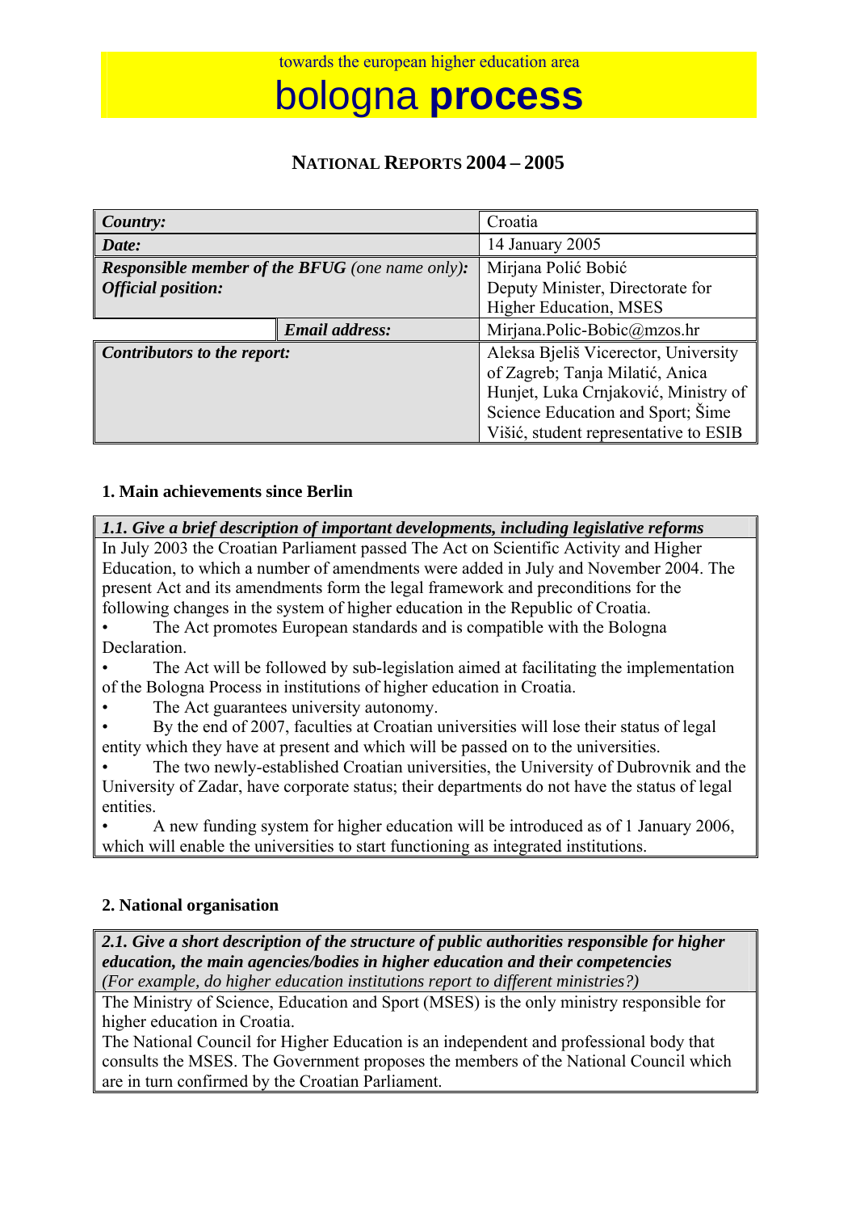towards the european higher education area

# bologna **process**

## NATIONAL REPORTS 2004 – 2005

| | | |
|---|---|---|
| ***Country:*** | | Croatia |
| ***Date:*** | | 14 January 2005 |
| ***Responsible member of the BFUG*** *(one name only)*:<br>***Official position:*** | | Mirjana Polić Bobić<br>Deputy Minister, Directorate for Higher Education, MSES |
| | ***Email address:*** | Mirjana.Polic-Bobic@mzos.hr |
| ***Contributors to the report:*** | | Aleksa Bjeliš Vicerector, University of Zagreb; Tanja Milatić, Anica Hunjet, Luka Crnjaković, Ministry of Science Education and Sport; Šime Višić, student representative to ESIB |

### 1. Main achievements since Berlin

***1.1. Give a brief description of important developments, including legislative reforms***

In July 2003 the Croatian Parliament passed The Act on Scientific Activity and Higher Education, to which a number of amendments were added in July and November 2004. The present Act and its amendments form the legal framework and preconditions for the following changes in the system of higher education in the Republic of Croatia.

- The Act promotes European standards and is compatible with the Bologna Declaration.
- The Act will be followed by sub-legislation aimed at facilitating the implementation of the Bologna Process in institutions of higher education in Croatia.
- The Act guarantees university autonomy.
- By the end of 2007, faculties at Croatian universities will lose their status of legal entity which they have at present and which will be passed on to the universities.
- The two newly-established Croatian universities, the University of Dubrovnik and the University of Zadar, have corporate status; their departments do not have the status of legal entities.
- A new funding system for higher education will be introduced as of 1 January 2006, which will enable the universities to start functioning as integrated institutions.

### 2. National organisation

***2.1. Give a short description of the structure of public authorities responsible for higher education, the main agencies/bodies in higher education and their competencies***
*(For example, do higher education institutions report to different ministries?)*

The Ministry of Science, Education and Sport (MSES) is the only ministry responsible for higher education in Croatia.

The National Council for Higher Education is an independent and professional body that consults the MSES. The Government proposes the members of the National Council which are in turn confirmed by the Croatian Parliament.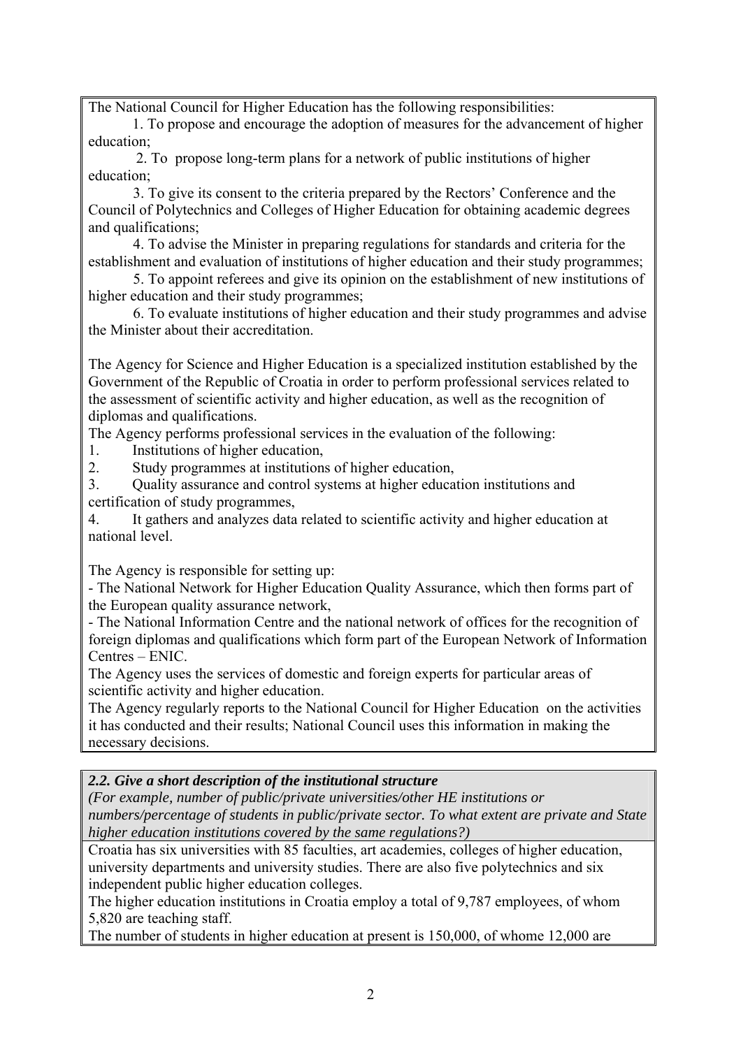The National Council for Higher Education has the following responsibilities:

1. To propose and encourage the adoption of measures for the advancement of higher education;
2. To propose long-term plans for a network of public institutions of higher education;
3. To give its consent to the criteria prepared by the Rectors' Conference and the Council of Polytechnics and Colleges of Higher Education for obtaining academic degrees and qualifications;
4. To advise the Minister in preparing regulations for standards and criteria for the establishment and evaluation of institutions of higher education and their study programmes;
5. To appoint referees and give its opinion on the establishment of new institutions of higher education and their study programmes;
6. To evaluate institutions of higher education and their study programmes and advise the Minister about their accreditation.

The Agency for Science and Higher Education is a specialized institution established by the Government of the Republic of Croatia in order to perform professional services related to the assessment of scientific activity and higher education, as well as the recognition of diplomas and qualifications.

The Agency performs professional services in the evaluation of the following:

1. Institutions of higher education,
2. Study programmes at institutions of higher education,
3. Quality assurance and control systems at higher education institutions and certification of study programmes,
4. It gathers and analyzes data related to scientific activity and higher education at national level.

The Agency is responsible for setting up:

- The National Network for Higher Education Quality Assurance, which then forms part of the European quality assurance network,
- The National Information Centre and the national network of offices for the recognition of foreign diplomas and qualifications which form part of the European Network of Information Centres – ENIC.

The Agency uses the services of domestic and foreign experts for particular areas of scientific activity and higher education.

The Agency regularly reports to the National Council for Higher Education on the activities it has conducted and their results; National Council uses this information in making the necessary decisions.

***2.2. Give a short description of the institutional structure***

*(For example, number of public/private universities/other HE institutions or numbers/percentage of students in public/private sector. To what extent are private and State higher education institutions covered by the same regulations?)*

Croatia has six universities with 85 faculties, art academies, colleges of higher education, university departments and university studies. There are also five polytechnics and six independent public higher education colleges.

The higher education institutions in Croatia employ a total of 9,787 employees, of whom 5,820 are teaching staff.

The number of students in higher education at present is 150,000, of whome 12,000 are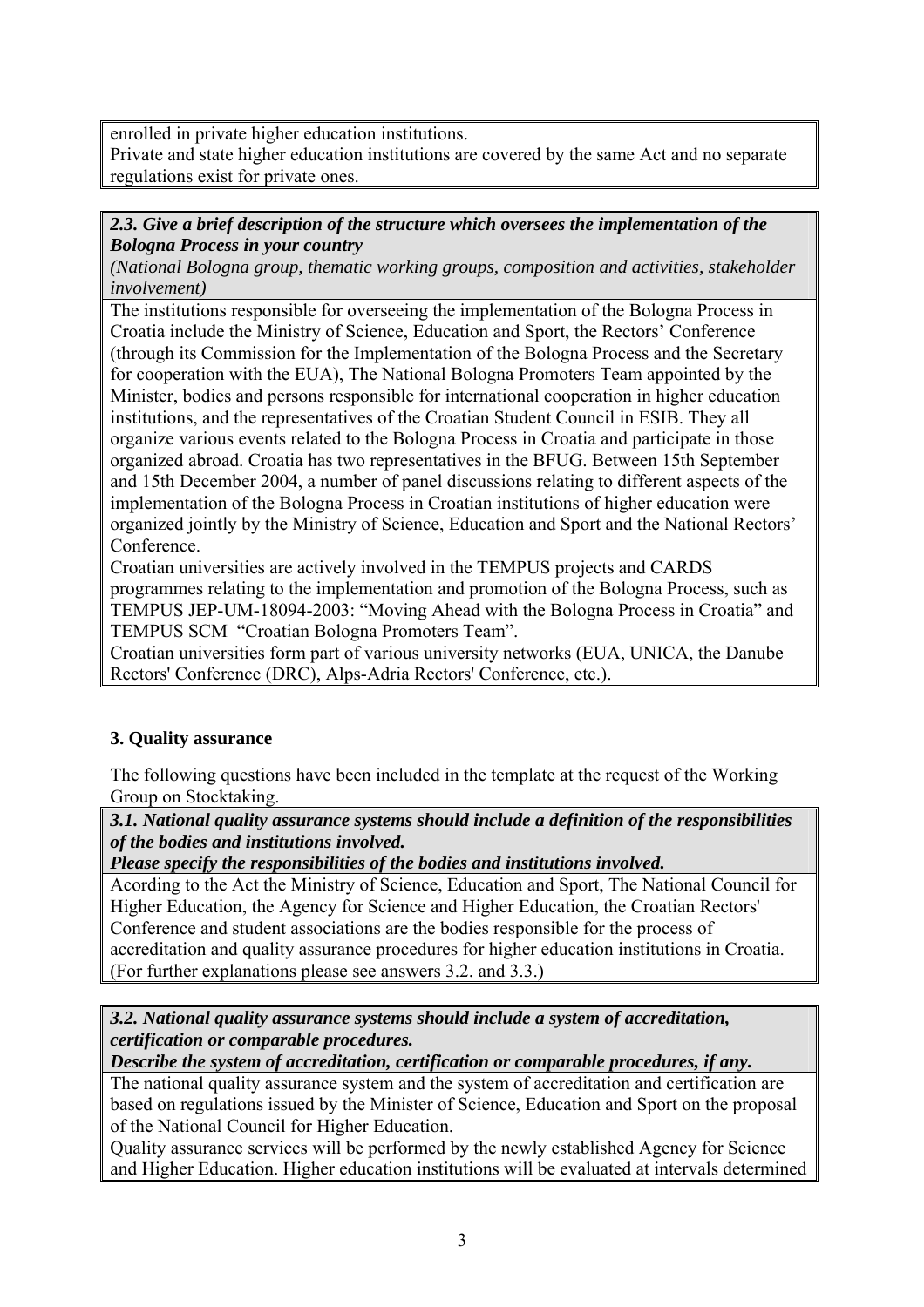enrolled in private higher education institutions.
Private and state higher education institutions are covered by the same Act and no separate regulations exist for private ones.

***2.3. Give a brief description of the structure which oversees the implementation of the Bologna Process in your country***
*(National Bologna group, thematic working groups, composition and activities, stakeholder involvement)*

The institutions responsible for overseeing the implementation of the Bologna Process in Croatia include the Ministry of Science, Education and Sport, the Rectors' Conference (through its Commission for the Implementation of the Bologna Process and the Secretary for cooperation with the EUA), The National Bologna Promoters Team appointed by the Minister, bodies and persons responsible for international cooperation in higher education institutions, and the representatives of the Croatian Student Council in ESIB. They all organize various events related to the Bologna Process in Croatia and participate in those organized abroad. Croatia has two representatives in the BFUG. Between 15th September and 15th December 2004, a number of panel discussions relating to different aspects of the implementation of the Bologna Process in Croatian institutions of higher education were organized jointly by the Ministry of Science, Education and Sport and the National Rectors' Conference.
Croatian universities are actively involved in the TEMPUS projects and CARDS programmes relating to the implementation and promotion of the Bologna Process, such as TEMPUS JEP-UM-18094-2003: "Moving Ahead with the Bologna Process in Croatia" and TEMPUS SCM "Croatian Bologna Promoters Team".
Croatian universities form part of various university networks (EUA, UNICA, the Danube Rectors' Conference (DRC), Alps-Adria Rectors' Conference, etc.).

## 3. Quality assurance

The following questions have been included in the template at the request of the Working Group on Stocktaking.

***3.1. National quality assurance systems should include a definition of the responsibilities of the bodies and institutions involved.***
***Please specify the responsibilities of the bodies and institutions involved.***

Acording to the Act the Ministry of Science, Education and Sport, The National Council for Higher Education, the Agency for Science and Higher Education, the Croatian Rectors' Conference and student associations are the bodies responsible for the process of accreditation and quality assurance procedures for higher education institutions in Croatia. (For further explanations please see answers 3.2. and 3.3.)

***3.2. National quality assurance systems should include a system of accreditation, certification or comparable procedures.***
***Describe the system of accreditation, certification or comparable procedures, if any.***

The national quality assurance system and the system of accreditation and certification are based on regulations issued by the Minister of Science, Education and Sport on the proposal of the National Council for Higher Education.
Quality assurance services will be performed by the newly established Agency for Science and Higher Education. Higher education institutions will be evaluated at intervals determined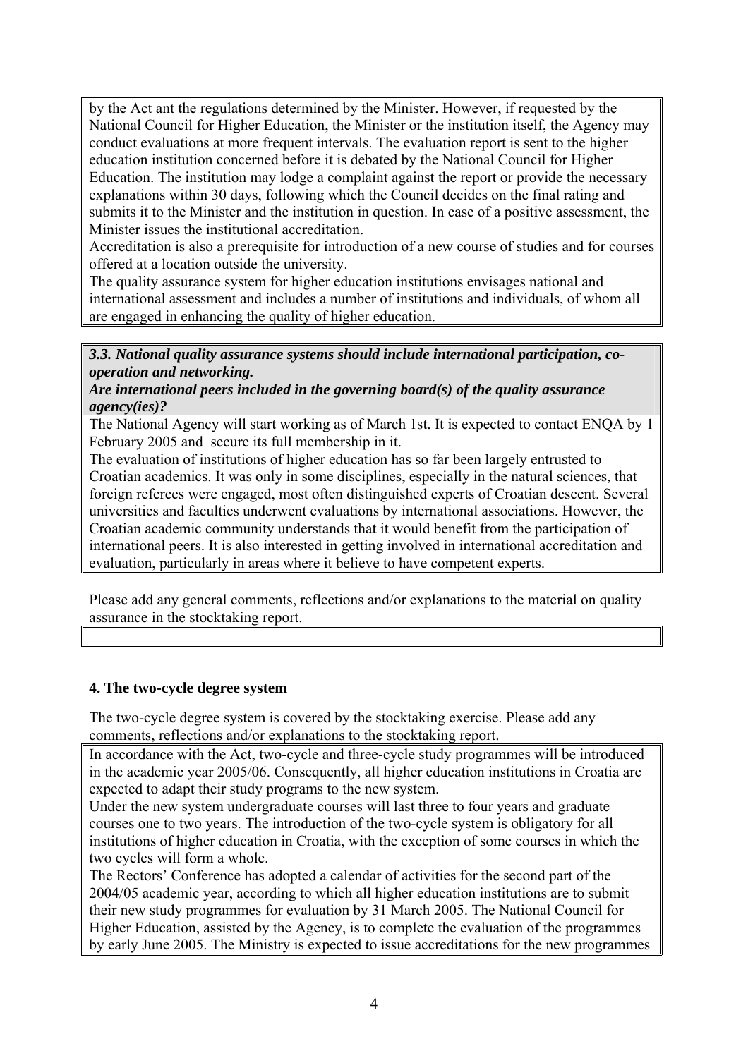by the Act ant the regulations determined by the Minister. However, if requested by the National Council for Higher Education, the Minister or the institution itself, the Agency may conduct evaluations at more frequent intervals. The evaluation report is sent to the higher education institution concerned before it is debated by the National Council for Higher Education. The institution may lodge a complaint against the report or provide the necessary explanations within 30 days, following which the Council decides on the final rating and submits it to the Minister and the institution in question. In case of a positive assessment, the Minister issues the institutional accreditation.

Accreditation is also a prerequisite for introduction of a new course of studies and for courses offered at a location outside the university.

The quality assurance system for higher education institutions envisages national and international assessment and includes a number of institutions and individuals, of whom all are engaged in enhancing the quality of higher education.

***3.3. National quality assurance systems should include international participation, co-operation and networking.***
***Are international peers included in the governing board(s) of the quality assurance agency(ies)?***

The National Agency will start working as of March 1st. It is expected to contact ENQA by 1 February 2005 and secure its full membership in it.

The evaluation of institutions of higher education has so far been largely entrusted to Croatian academics. It was only in some disciplines, especially in the natural sciences, that foreign referees were engaged, most often distinguished experts of Croatian descent. Several universities and faculties underwent evaluations by international associations. However, the Croatian academic community understands that it would benefit from the participation of international peers. It is also interested in getting involved in international accreditation and evaluation, particularly in areas where it believe to have competent experts.

Please add any general comments, reflections and/or explanations to the material on quality assurance in the stocktaking report.

## 4. The two-cycle degree system

The two-cycle degree system is covered by the stocktaking exercise. Please add any comments, reflections and/or explanations to the stocktaking report.

In accordance with the Act, two-cycle and three-cycle study programmes will be introduced in the academic year 2005/06. Consequently, all higher education institutions in Croatia are expected to adapt their study programs to the new system.

Under the new system undergraduate courses will last three to four years and graduate courses one to two years. The introduction of the two-cycle system is obligatory for all institutions of higher education in Croatia, with the exception of some courses in which the two cycles will form a whole.

The Rectors' Conference has adopted a calendar of activities for the second part of the 2004/05 academic year, according to which all higher education institutions are to submit their new study programmes for evaluation by 31 March 2005. The National Council for Higher Education, assisted by the Agency, is to complete the evaluation of the programmes by early June 2005. The Ministry is expected to issue accreditations for the new programmes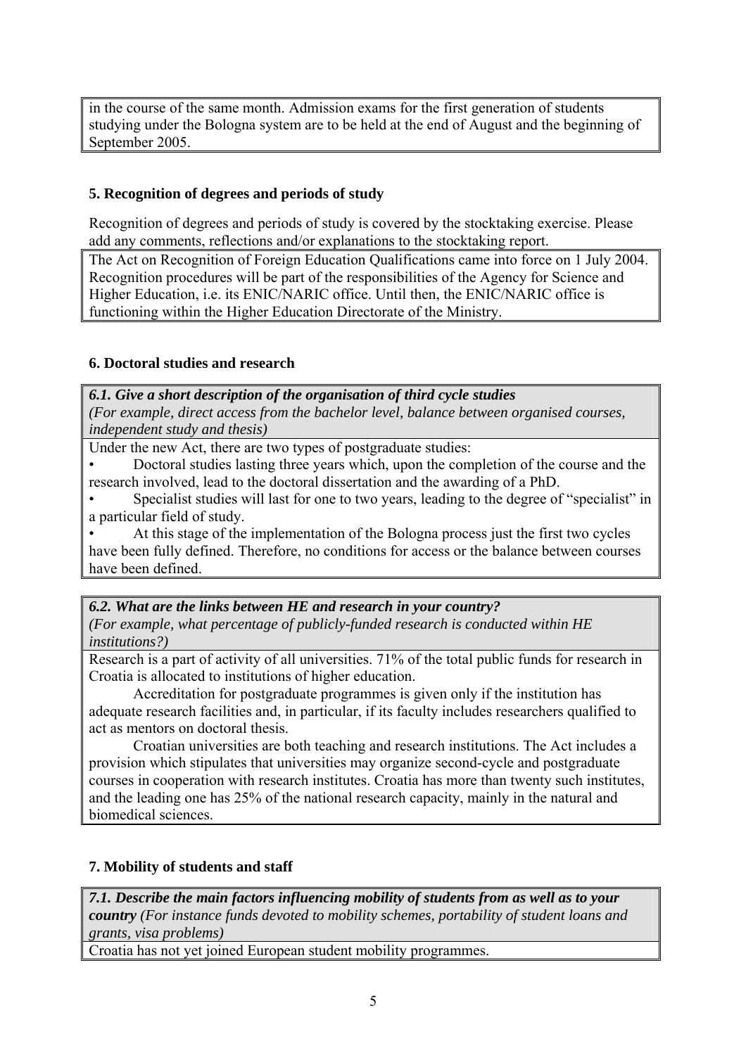in the course of the same month. Admission exams for the first generation of students studying under the Bologna system are to be held at the end of August and the beginning of September 2005.

### 5. Recognition of degrees and periods of study

Recognition of degrees and periods of study is covered by the stocktaking exercise. Please add any comments, reflections and/or explanations to the stocktaking report.

The Act on Recognition of Foreign Education Qualifications came into force on 1 July 2004. Recognition procedures will be part of the responsibilities of the Agency for Science and Higher Education, i.e. its ENIC/NARIC office. Until then, the ENIC/NARIC office is functioning within the Higher Education Directorate of the Ministry.

### 6. Doctoral studies and research

***6.1. Give a short description of the organisation of third cycle studies***
*(For example, direct access from the bachelor level, balance between organised courses, independent study and thesis)*

Under the new Act, there are two types of postgraduate studies:

- Doctoral studies lasting three years which, upon the completion of the course and the research involved, lead to the doctoral dissertation and the awarding of a PhD.
- Specialist studies will last for one to two years, leading to the degree of "specialist" in a particular field of study.
- At this stage of the implementation of the Bologna process just the first two cycles have been fully defined. Therefore, no conditions for access or the balance between courses have been defined.

***6.2. What are the links between HE and research in your country?***
*(For example, what percentage of publicly-funded research is conducted within HE institutions?)*

Research is a part of activity of all universities. 71% of the total public funds for research in Croatia is allocated to institutions of higher education.

Accreditation for postgraduate programmes is given only if the institution has adequate research facilities and, in particular, if its faculty includes researchers qualified to act as mentors on doctoral thesis.

Croatian universities are both teaching and research institutions. The Act includes a provision which stipulates that universities may organize second-cycle and postgraduate courses in cooperation with research institutes. Croatia has more than twenty such institutes, and the leading one has 25% of the national research capacity, mainly in the natural and biomedical sciences.

### 7. Mobility of students and staff

***7.1. Describe the main factors influencing mobility of students from as well as to your country*** *(For instance funds devoted to mobility schemes, portability of student loans and grants, visa problems)*

Croatia has not yet joined European student mobility programmes.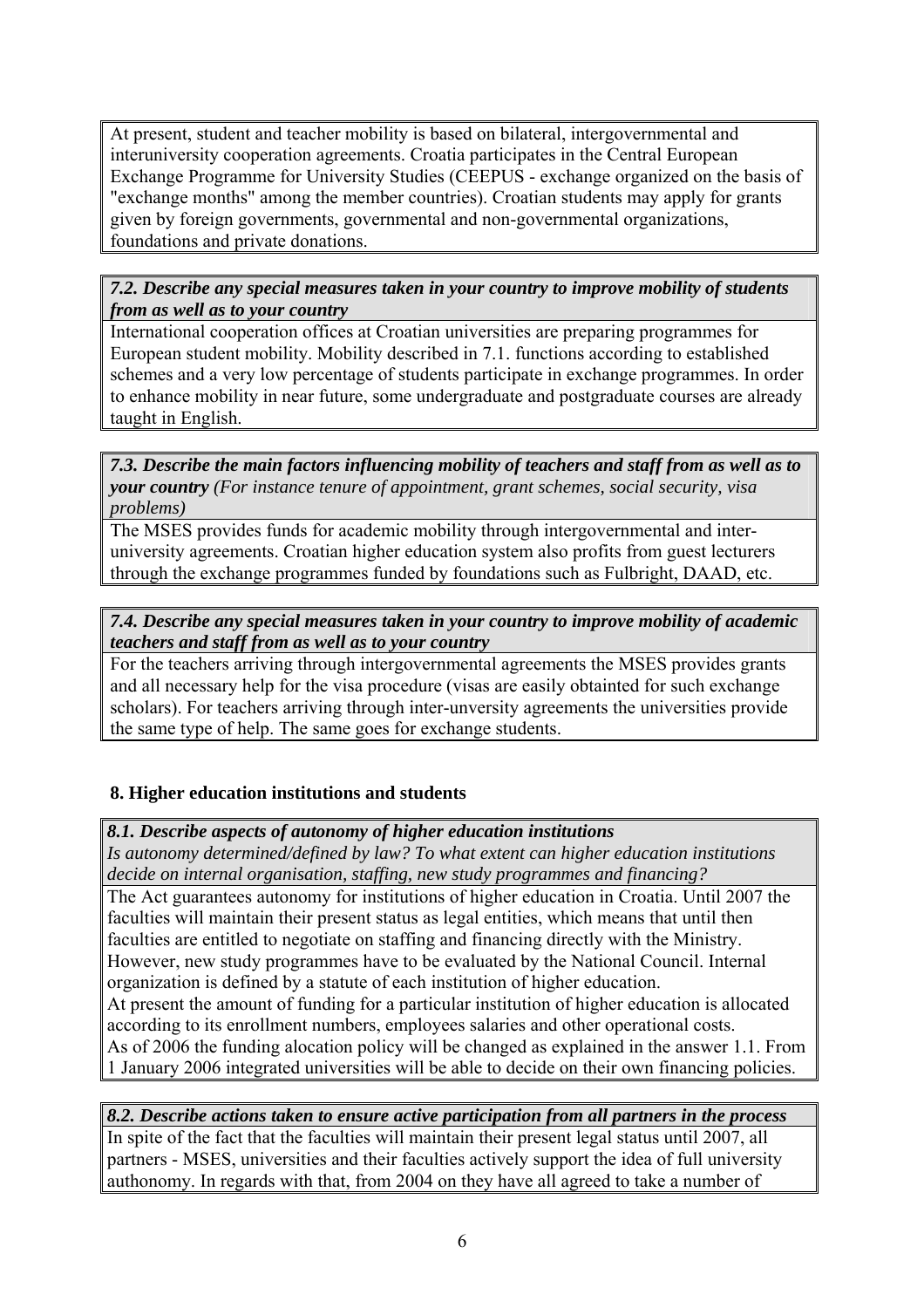At present, student and teacher mobility is based on bilateral, intergovernmental and interuniversity cooperation agreements. Croatia participates in the Central European Exchange Programme for University Studies (CEEPUS - exchange organized on the basis of "exchange months" among the member countries). Croatian students may apply for grants given by foreign governments, governmental and non-governmental organizations, foundations and private donations.

***7.2. Describe any special measures taken in your country to improve mobility of students from as well as to your country***

International cooperation offices at Croatian universities are preparing programmes for European student mobility. Mobility described in 7.1. functions according to established schemes and a very low percentage of students participate in exchange programmes. In order to enhance mobility in near future, some undergraduate and postgraduate courses are already taught in English.

***7.3. Describe the main factors influencing mobility of teachers and staff from as well as to your country*** *(For instance tenure of appointment, grant schemes, social security, visa problems)*

The MSES provides funds for academic mobility through intergovernmental and inter-university agreements. Croatian higher education system also profits from guest lecturers through the exchange programmes funded by foundations such as Fulbright, DAAD, etc.

***7.4. Describe any special measures taken in your country to improve mobility of academic teachers and staff from as well as to your country***

For the teachers arriving through intergovernmental agreements the MSES provides grants and all necessary help for the visa procedure (visas are easily obtainted for such exchange scholars). For teachers arriving through inter-unversity agreements the universities provide the same type of help. The same goes for exchange students.

## 8. Higher education institutions and students

***8.1. Describe aspects of autonomy of higher education institutions***
*Is autonomy determined/defined by law? To what extent can higher education institutions decide on internal organisation, staffing, new study programmes and financing?*

The Act guarantees autonomy for institutions of higher education in Croatia. Until 2007 the faculties will maintain their present status as legal entities, which means that until then faculties are entitled to negotiate on staffing and financing directly with the Ministry. However, new study programmes have to be evaluated by the National Council. Internal organization is defined by a statute of each institution of higher education.
At present the amount of funding for a particular institution of higher education is allocated according to its enrollment numbers, employees salaries and other operational costs.
As of 2006 the funding alocation policy will be changed as explained in the answer 1.1. From 1 January 2006 integrated universities will be able to decide on their own financing policies.

***8.2. Describe actions taken to ensure active participation from all partners in the process***

In spite of the fact that the faculties will maintain their present legal status until 2007, all partners - MSES, universities and their faculties actively support the idea of full university authonomy. In regards with that, from 2004 on they have all agreed to take a number of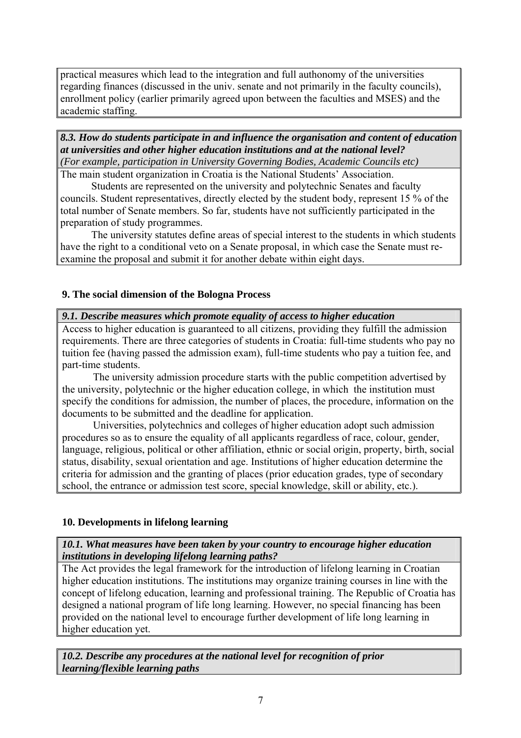practical measures which lead to the integration and full authonomy of the universities regarding finances (discussed in the univ. senate and not primarily in the faculty councils), enrollment policy (earlier primarily agreed upon between the faculties and MSES) and the academic staffing.

***8.3. How do students participate in and influence the organisation and content of education at universities and other higher education institutions and at the national level?***
*(For example, participation in University Governing Bodies, Academic Councils etc)*

The main student organization in Croatia is the National Students' Association.

Students are represented on the university and polytechnic Senates and faculty councils. Student representatives, directly elected by the student body, represent 15 % of the total number of Senate members. So far, students have not sufficiently participated in the preparation of study programmes.

The university statutes define areas of special interest to the students in which students have the right to a conditional veto on a Senate proposal, in which case the Senate must re-examine the proposal and submit it for another debate within eight days.

## 9. The social dimension of the Bologna Process

***9.1. Describe measures which promote equality of access to higher education***

Access to higher education is guaranteed to all citizens, providing they fulfill the admission requirements. There are three categories of students in Croatia: full-time students who pay no tuition fee (having passed the admission exam), full-time students who pay a tuition fee, and part-time students.

The university admission procedure starts with the public competition advertised by the university, polytechnic or the higher education college, in which the institution must specify the conditions for admission, the number of places, the procedure, information on the documents to be submitted and the deadline for application.

Universities, polytechnics and colleges of higher education adopt such admission procedures so as to ensure the equality of all applicants regardless of race, colour, gender, language, religious, political or other affiliation, ethnic or social origin, property, birth, social status, disability, sexual orientation and age. Institutions of higher education determine the criteria for admission and the granting of places (prior education grades, type of secondary school, the entrance or admission test score, special knowledge, skill or ability, etc.).

## 10. Developments in lifelong learning

***10.1. What measures have been taken by your country to encourage higher education institutions in developing lifelong learning paths?***

The Act provides the legal framework for the introduction of lifelong learning in Croatian higher education institutions. The institutions may organize training courses in line with the concept of lifelong education, learning and professional training. The Republic of Croatia has designed a national program of life long learning. However, no special financing has been provided on the national level to encourage further development of life long learning in higher education yet.

***10.2. Describe any procedures at the national level for recognition of prior learning/flexible learning paths***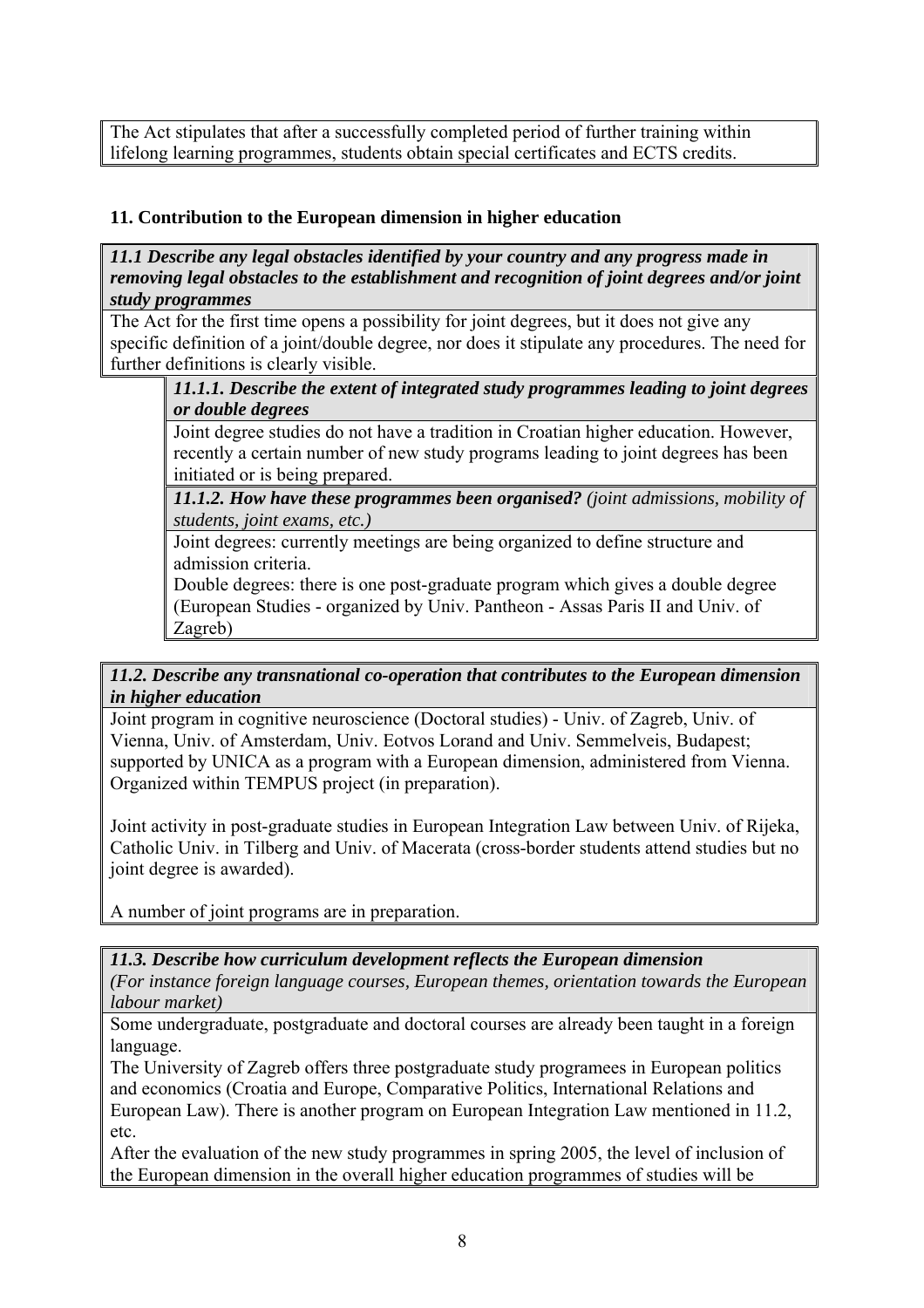The Act stipulates that after a successfully completed period of further training within lifelong learning programmes, students obtain special certificates and ECTS credits.

## 11. Contribution to the European dimension in higher education

***11.1 Describe any legal obstacles identified by your country and any progress made in removing legal obstacles to the establishment and recognition of joint degrees and/or joint study programmes***

The Act for the first time opens a possibility for joint degrees, but it does not give any specific definition of a joint/double degree, nor does it stipulate any procedures. The need for further definitions is clearly visible.

***11.1.1. Describe the extent of integrated study programmes leading to joint degrees or double degrees***

Joint degree studies do not have a tradition in Croatian higher education. However, recently a certain number of new study programs leading to joint degrees has been initiated or is being prepared.

***11.1.2. How have these programmes been organised?*** *(joint admissions, mobility of students, joint exams, etc.)*

Joint degrees: currently meetings are being organized to define structure and admission criteria.

Double degrees: there is one post-graduate program which gives a double degree (European Studies - organized by Univ. Pantheon - Assas Paris II and Univ. of Zagreb)

***11.2. Describe any transnational co-operation that contributes to the European dimension in higher education***

Joint program in cognitive neuroscience (Doctoral studies) - Univ. of Zagreb, Univ. of Vienna, Univ. of Amsterdam, Univ. Eotvos Lorand and Univ. Semmelveis, Budapest; supported by UNICA as a program with a European dimension, administered from Vienna. Organized within TEMPUS project (in preparation).

Joint activity in post-graduate studies in European Integration Law between Univ. of Rijeka, Catholic Univ. in Tilberg and Univ. of Macerata (cross-border students attend studies but no joint degree is awarded).

A number of joint programs are in preparation.

***11.3. Describe how curriculum development reflects the European dimension***
*(For instance foreign language courses, European themes, orientation towards the European labour market)*

Some undergraduate, postgraduate and doctoral courses are already been taught in a foreign language.

The University of Zagreb offers three postgraduate study programees in European politics and economics (Croatia and Europe, Comparative Politics, International Relations and European Law). There is another program on European Integration Law mentioned in 11.2, etc.

After the evaluation of the new study programmes in spring 2005, the level of inclusion of the European dimension in the overall higher education programmes of studies will be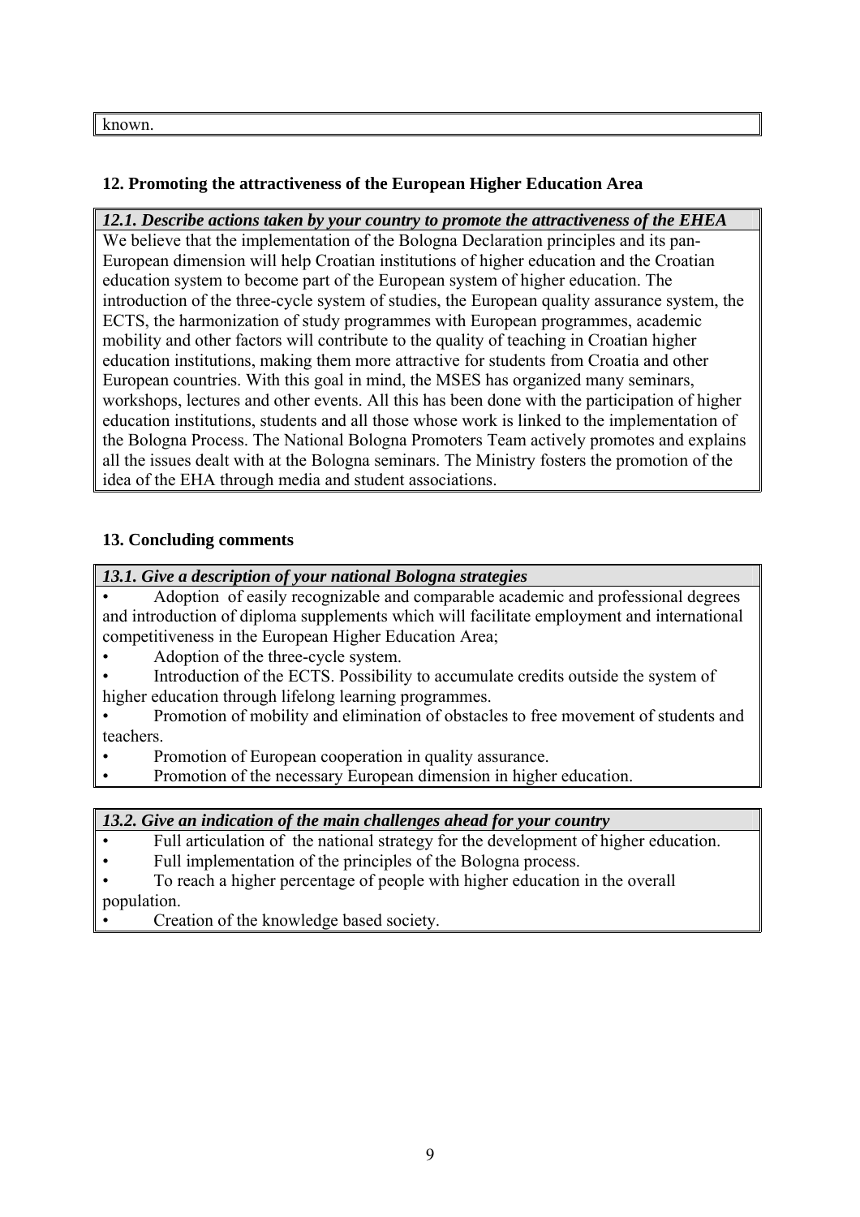known.

## 12. Promoting the attractiveness of the European Higher Education Area

***12.1. Describe actions taken by your country to promote the attractiveness of the EHEA***

We believe that the implementation of the Bologna Declaration principles and its pan-European dimension will help Croatian institutions of higher education and the Croatian education system to become part of the European system of higher education. The introduction of the three-cycle system of studies, the European quality assurance system, the ECTS, the harmonization of study programmes with European programmes, academic mobility and other factors will contribute to the quality of teaching in Croatian higher education institutions, making them more attractive for students from Croatia and other European countries. With this goal in mind, the MSES has organized many seminars, workshops, lectures and other events. All this has been done with the participation of higher education institutions, students and all those whose work is linked to the implementation of the Bologna Process. The National Bologna Promoters Team actively promotes and explains all the issues dealt with at the Bologna seminars. The Ministry fosters the promotion of the idea of the EHA through media and student associations.

## 13. Concluding comments

***13.1. Give a description of your national Bologna strategies***

- Adoption of easily recognizable and comparable academic and professional degrees and introduction of diploma supplements which will facilitate employment and international competitiveness in the European Higher Education Area;
- Adoption of the three-cycle system.
- Introduction of the ECTS. Possibility to accumulate credits outside the system of higher education through lifelong learning programmes.
- Promotion of mobility and elimination of obstacles to free movement of students and teachers.
- Promotion of European cooperation in quality assurance.
- Promotion of the necessary European dimension in higher education.

***13.2. Give an indication of the main challenges ahead for your country***

- Full articulation of the national strategy for the development of higher education.
- Full implementation of the principles of the Bologna process.
- To reach a higher percentage of people with higher education in the overall population.
- Creation of the knowledge based society.